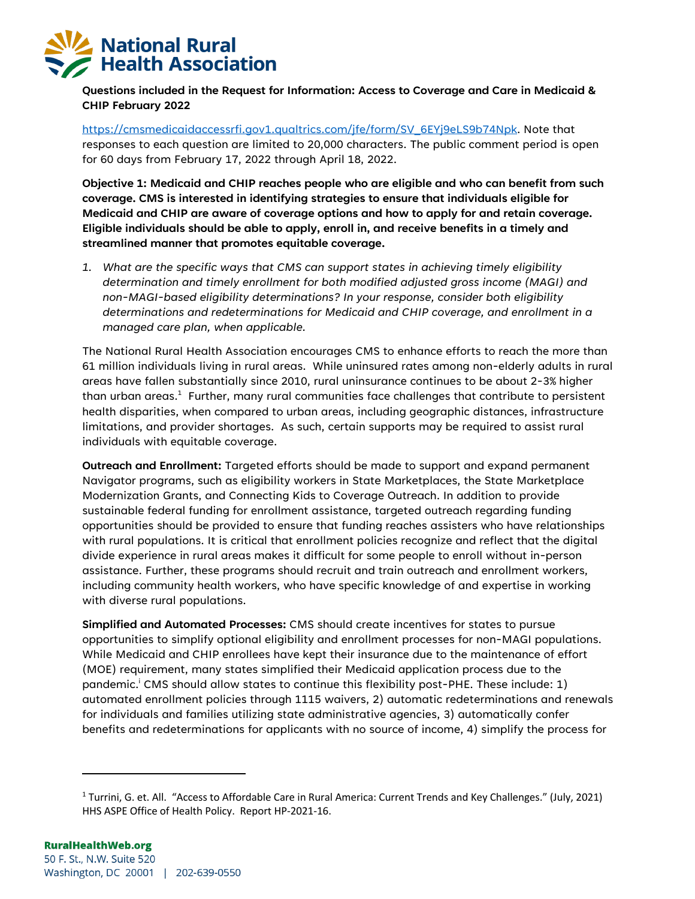# National Rural Health Association

**Questions included in the Request for Information: Access to Coverage and Care in Medicaid & CHIP February 2022**

https://cmsmedicaidaccessrfi.gov1.qualtrics.com/jfe/form/SV_6EYj9eLS9b74Npk. Note that responses to each question are limited to 20,000 characters. The public comment period is open for 60 days from February 17, 2022 through April 18, 2022.

**Objective 1: Medicaid and CHIP reaches people who are eligible and who can benefit from such coverage. CMS is interested in identifying strategies to ensure that individuals eligible for Medicaid and CHIP are aware of coverage options and how to apply for and retain coverage. Eligible individuals should be able to apply, enroll in, and receive benefits in a timely and streamlined manner that promotes equitable coverage.**

1. *What are the specific ways that CMS can support states in achieving timely eligibility determination and timely enrollment for both modified adjusted gross income (MAGI) and non-MAGI-based eligibility determinations? In your response, consider both eligibility determinations and redeterminations for Medicaid and CHIP coverage, and enrollment in a managed care plan, when applicable.*

The National Rural Health Association encourages CMS to enhance efforts to reach the more than 61 million individuals living in rural areas. While uninsured rates among non-elderly adults in rural areas have fallen substantially since 2010, rural uninsurance continues to be about 2-3% higher than urban areas.[1] Further, many rural communities face challenges that contribute to persistent health disparities, when compared to urban areas, including geographic distances, infrastructure limitations, and provider shortages. As such, certain supports may be required to assist rural individuals with equitable coverage.

**Outreach and Enrollment:** Targeted efforts should be made to support and expand permanent Navigator programs, such as eligibility workers in State Marketplaces, the State Marketplace Modernization Grants, and Connecting Kids to Coverage Outreach. In addition to provide sustainable federal funding for enrollment assistance, targeted outreach regarding funding opportunities should be provided to ensure that funding reaches assisters who have relationships with rural populations. It is critical that enrollment policies recognize and reflect that the digital divide experience in rural areas makes it difficult for some people to enroll without in-person assistance. Further, these programs should recruit and train outreach and enrollment workers, including community health workers, who have specific knowledge of and expertise in working with diverse rural populations.

**Simplified and Automated Processes:** CMS should create incentives for states to pursue opportunities to simplify optional eligibility and enrollment processes for non-MAGI populations. While Medicaid and CHIP enrollees have kept their insurance due to the maintenance of effort (MOE) requirement, many states simplified their Medicaid application process due to the pandemic.[i] CMS should allow states to continue this flexibility post-PHE. These include: 1) automated enrollment policies through 1115 waivers, 2) automatic redeterminations and renewals for individuals and families utilizing state administrative agencies, 3) automatically confer benefits and redeterminations for applicants with no source of income, 4) simplify the process for

---

[1] Turrini, G. et. All. "Access to Affordable Care in Rural America: Current Trends and Key Challenges." (July, 2021) HHS ASPE Office of Health Policy. Report HP-2021-16.

**RuralHealthWeb.org**
50 F. St., N.W. Suite 520
Washington, DC 20001 | 202-639-0550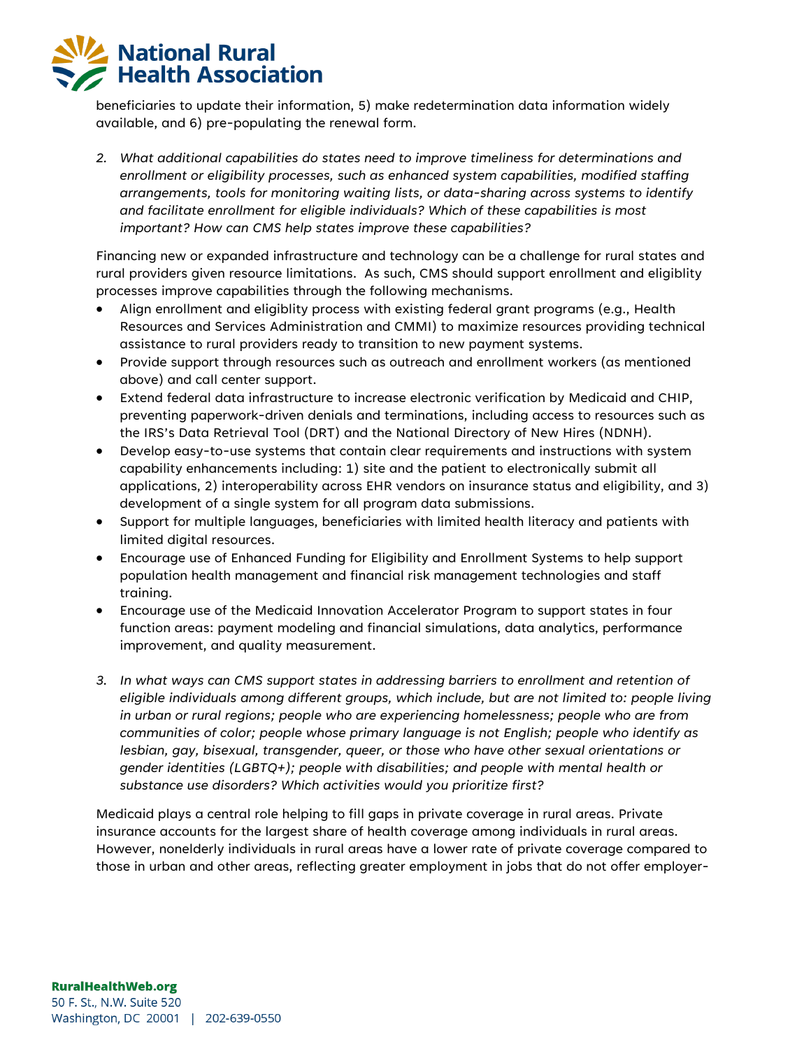beneficiaries to update their information, 5) make redetermination data information widely available, and 6) pre-populating the renewal form.

2. *What additional capabilities do states need to improve timeliness for determinations and enrollment or eligibility processes, such as enhanced system capabilities, modified staffing arrangements, tools for monitoring waiting lists, or data-sharing across systems to identify and facilitate enrollment for eligible individuals? Which of these capabilities is most important? How can CMS help states improve these capabilities?*

Financing new or expanded infrastructure and technology can be a challenge for rural states and rural providers given resource limitations. As such, CMS should support enrollment and eligiblity processes improve capabilities through the following mechanisms.

- Align enrollment and eligiblity process with existing federal grant programs (e.g., Health Resources and Services Administration and CMMI) to maximize resources providing technical assistance to rural providers ready to transition to new payment systems.
- Provide support through resources such as outreach and enrollment workers (as mentioned above) and call center support.
- Extend federal data infrastructure to increase electronic verification by Medicaid and CHIP, preventing paperwork-driven denials and terminations, including access to resources such as the IRS's Data Retrieval Tool (DRT) and the National Directory of New Hires (NDNH).
- Develop easy-to-use systems that contain clear requirements and instructions with system capability enhancements including: 1) site and the patient to electronically submit all applications, 2) interoperability across EHR vendors on insurance status and eligibility, and 3) development of a single system for all program data submissions.
- Support for multiple languages, beneficiaries with limited health literacy and patients with limited digital resources.
- Encourage use of Enhanced Funding for Eligibility and Enrollment Systems to help support population health management and financial risk management technologies and staff training.
- Encourage use of the Medicaid Innovation Accelerator Program to support states in four function areas: payment modeling and financial simulations, data analytics, performance improvement, and quality measurement.

3. *In what ways can CMS support states in addressing barriers to enrollment and retention of eligible individuals among different groups, which include, but are not limited to: people living in urban or rural regions; people who are experiencing homelessness; people who are from communities of color; people whose primary language is not English; people who identify as lesbian, gay, bisexual, transgender, queer, or those who have other sexual orientations or gender identities (LGBTQ+); people with disabilities; and people with mental health or substance use disorders? Which activities would you prioritize first?*

Medicaid plays a central role helping to fill gaps in private coverage in rural areas. Private insurance accounts for the largest share of health coverage among individuals in rural areas. However, nonelderly individuals in rural areas have a lower rate of private coverage compared to those in urban and other areas, reflecting greater employment in jobs that do not offer employer-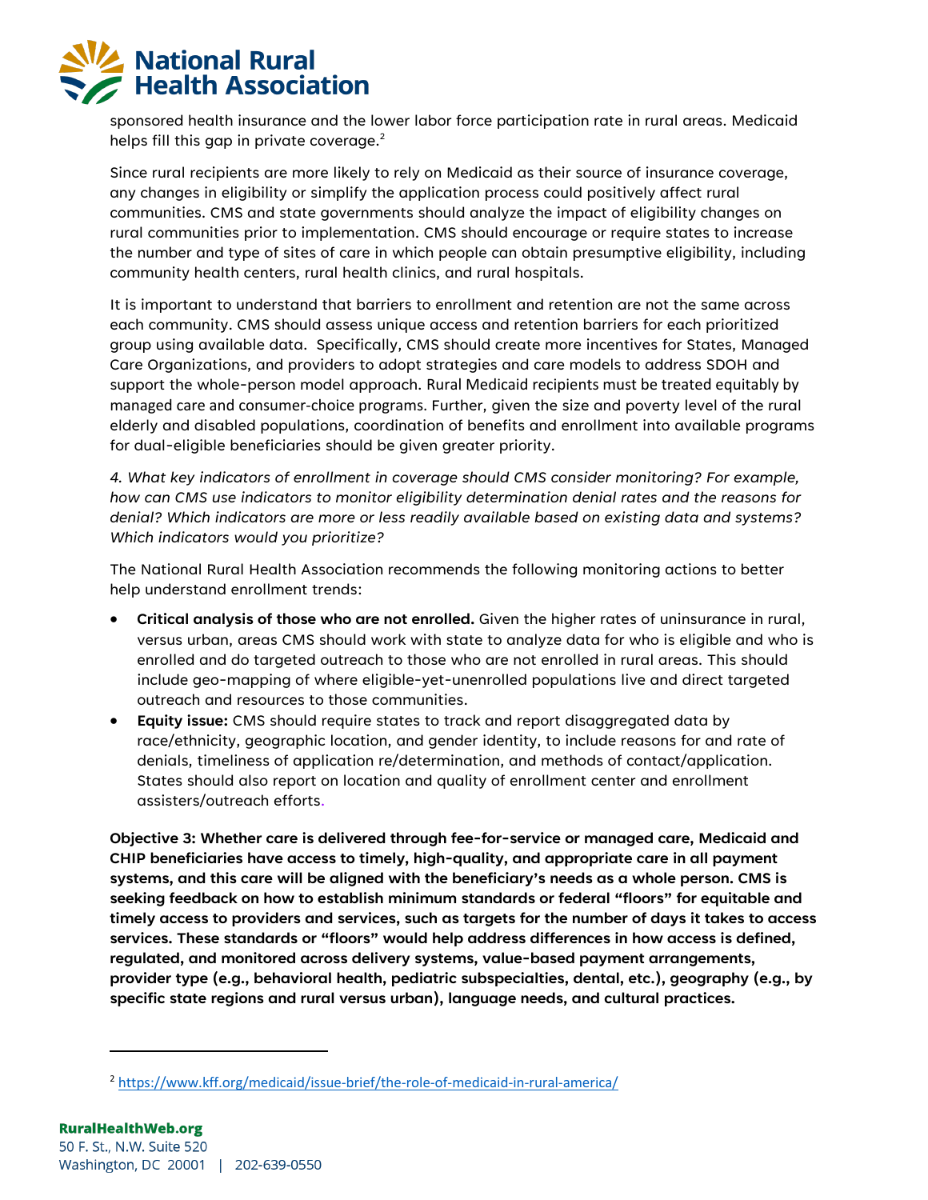sponsored health insurance and the lower labor force participation rate in rural areas. Medicaid helps fill this gap in private coverage.[2]

Since rural recipients are more likely to rely on Medicaid as their source of insurance coverage, any changes in eligibility or simplify the application process could positively affect rural communities. CMS and state governments should analyze the impact of eligibility changes on rural communities prior to implementation. CMS should encourage or require states to increase the number and type of sites of care in which people can obtain presumptive eligibility, including community health centers, rural health clinics, and rural hospitals.

It is important to understand that barriers to enrollment and retention are not the same across each community. CMS should assess unique access and retention barriers for each prioritized group using available data. Specifically, CMS should create more incentives for States, Managed Care Organizations, and providers to adopt strategies and care models to address SDOH and support the whole-person model approach. Rural Medicaid recipients must be treated equitably by managed care and consumer-choice programs. Further, given the size and poverty level of the rural elderly and disabled populations, coordination of benefits and enrollment into available programs for dual-eligible beneficiaries should be given greater priority.

*4. What key indicators of enrollment in coverage should CMS consider monitoring? For example, how can CMS use indicators to monitor eligibility determination denial rates and the reasons for denial? Which indicators are more or less readily available based on existing data and systems? Which indicators would you prioritize?*

The National Rural Health Association recommends the following monitoring actions to better help understand enrollment trends:

- **Critical analysis of those who are not enrolled.** Given the higher rates of uninsurance in rural, versus urban, areas CMS should work with state to analyze data for who is eligible and who is enrolled and do targeted outreach to those who are not enrolled in rural areas. This should include geo-mapping of where eligible-yet-unenrolled populations live and direct targeted outreach and resources to those communities.
- **Equity issue:** CMS should require states to track and report disaggregated data by race/ethnicity, geographic location, and gender identity, to include reasons for and rate of denials, timeliness of application re/determination, and methods of contact/application. States should also report on location and quality of enrollment center and enrollment assisters/outreach efforts.

**Objective 3: Whether care is delivered through fee-for-service or managed care, Medicaid and CHIP beneficiaries have access to timely, high-quality, and appropriate care in all payment systems, and this care will be aligned with the beneficiary's needs as a whole person. CMS is seeking feedback on how to establish minimum standards or federal "floors" for equitable and timely access to providers and services, such as targets for the number of days it takes to access services. These standards or "floors" would help address differences in how access is defined, regulated, and monitored across delivery systems, value-based payment arrangements, provider type (e.g., behavioral health, pediatric subspecialties, dental, etc.), geography (e.g., by specific state regions and rural versus urban), language needs, and cultural practices.**

---

[2] https://www.kff.org/medicaid/issue-brief/the-role-of-medicaid-in-rural-america/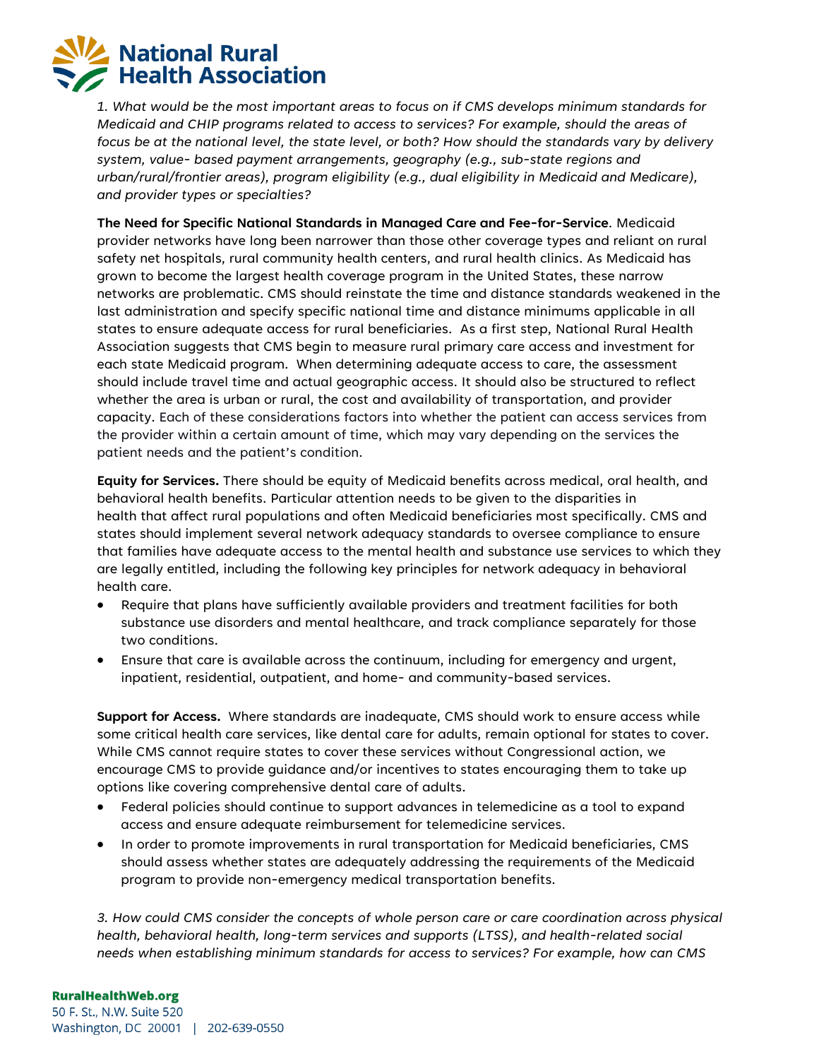*1. What would be the most important areas to focus on if CMS develops minimum standards for Medicaid and CHIP programs related to access to services? For example, should the areas of focus be at the national level, the state level, or both? How should the standards vary by delivery system, value- based payment arrangements, geography (e.g., sub-state regions and urban/rural/frontier areas), program eligibility (e.g., dual eligibility in Medicaid and Medicare), and provider types or specialties?*

**The Need for Specific National Standards in Managed Care and Fee-for-Service**. Medicaid provider networks have long been narrower than those other coverage types and reliant on rural safety net hospitals, rural community health centers, and rural health clinics. As Medicaid has grown to become the largest health coverage program in the United States, these narrow networks are problematic. CMS should reinstate the time and distance standards weakened in the last administration and specify specific national time and distance minimums applicable in all states to ensure adequate access for rural beneficiaries. As a first step, National Rural Health Association suggests that CMS begin to measure rural primary care access and investment for each state Medicaid program. When determining adequate access to care, the assessment should include travel time and actual geographic access. It should also be structured to reflect whether the area is urban or rural, the cost and availability of transportation, and provider capacity. Each of these considerations factors into whether the patient can access services from the provider within a certain amount of time, which may vary depending on the services the patient needs and the patient's condition.

**Equity for Services.** There should be equity of Medicaid benefits across medical, oral health, and behavioral health benefits. Particular attention needs to be given to the disparities in health that affect rural populations and often Medicaid beneficiaries most specifically. CMS and states should implement several network adequacy standards to oversee compliance to ensure that families have adequate access to the mental health and substance use services to which they are legally entitled, including the following key principles for network adequacy in behavioral health care.

- Require that plans have sufficiently available providers and treatment facilities for both substance use disorders and mental healthcare, and track compliance separately for those two conditions.
- Ensure that care is available across the continuum, including for emergency and urgent, inpatient, residential, outpatient, and home- and community-based services.

**Support for Access.** Where standards are inadequate, CMS should work to ensure access while some critical health care services, like dental care for adults, remain optional for states to cover. While CMS cannot require states to cover these services without Congressional action, we encourage CMS to provide guidance and/or incentives to states encouraging them to take up options like covering comprehensive dental care of adults.

- Federal policies should continue to support advances in telemedicine as a tool to expand access and ensure adequate reimbursement for telemedicine services.
- In order to promote improvements in rural transportation for Medicaid beneficiaries, CMS should assess whether states are adequately addressing the requirements of the Medicaid program to provide non-emergency medical transportation benefits.

*3. How could CMS consider the concepts of whole person care or care coordination across physical health, behavioral health, long-term services and supports (LTSS), and health-related social needs when establishing minimum standards for access to services? For example, how can CMS*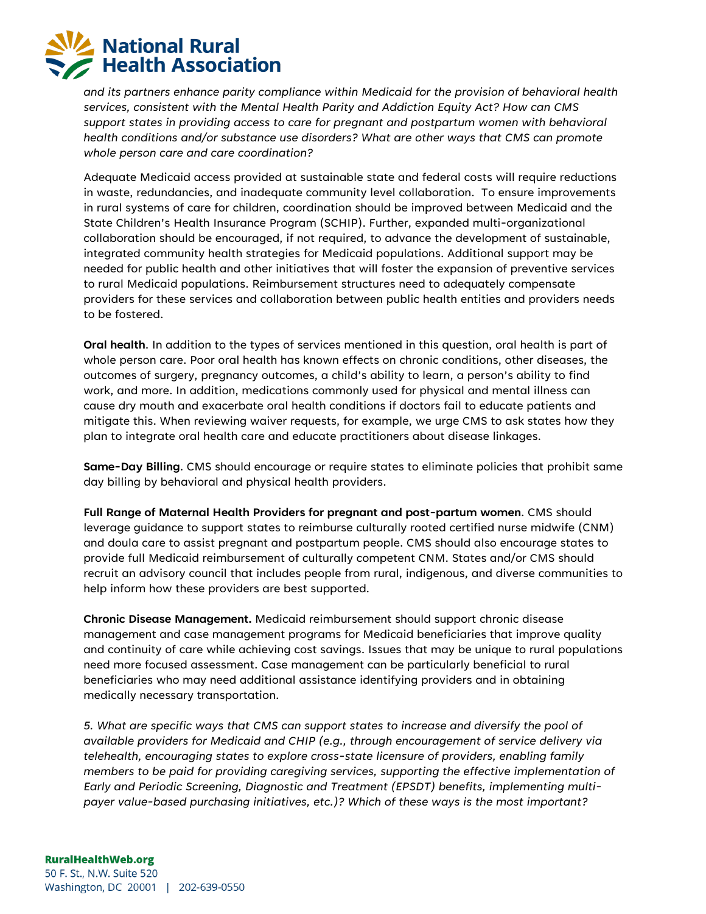*and its partners enhance parity compliance within Medicaid for the provision of behavioral health services, consistent with the Mental Health Parity and Addiction Equity Act? How can CMS support states in providing access to care for pregnant and postpartum women with behavioral health conditions and/or substance use disorders? What are other ways that CMS can promote whole person care and care coordination?*

Adequate Medicaid access provided at sustainable state and federal costs will require reductions in waste, redundancies, and inadequate community level collaboration. To ensure improvements in rural systems of care for children, coordination should be improved between Medicaid and the State Children's Health Insurance Program (SCHIP). Further, expanded multi-organizational collaboration should be encouraged, if not required, to advance the development of sustainable, integrated community health strategies for Medicaid populations. Additional support may be needed for public health and other initiatives that will foster the expansion of preventive services to rural Medicaid populations. Reimbursement structures need to adequately compensate providers for these services and collaboration between public health entities and providers needs to be fostered.

**Oral health**. In addition to the types of services mentioned in this question, oral health is part of whole person care. Poor oral health has known effects on chronic conditions, other diseases, the outcomes of surgery, pregnancy outcomes, a child's ability to learn, a person's ability to find work, and more. In addition, medications commonly used for physical and mental illness can cause dry mouth and exacerbate oral health conditions if doctors fail to educate patients and mitigate this. When reviewing waiver requests, for example, we urge CMS to ask states how they plan to integrate oral health care and educate practitioners about disease linkages.

**Same-Day Billing**. CMS should encourage or require states to eliminate policies that prohibit same day billing by behavioral and physical health providers.

**Full Range of Maternal Health Providers for pregnant and post-partum women**. CMS should leverage guidance to support states to reimburse culturally rooted certified nurse midwife (CNM) and doula care to assist pregnant and postpartum people. CMS should also encourage states to provide full Medicaid reimbursement of culturally competent CNM. States and/or CMS should recruit an advisory council that includes people from rural, indigenous, and diverse communities to help inform how these providers are best supported.

**Chronic Disease Management.** Medicaid reimbursement should support chronic disease management and case management programs for Medicaid beneficiaries that improve quality and continuity of care while achieving cost savings. Issues that may be unique to rural populations need more focused assessment. Case management can be particularly beneficial to rural beneficiaries who may need additional assistance identifying providers and in obtaining medically necessary transportation.

*5. What are specific ways that CMS can support states to increase and diversify the pool of available providers for Medicaid and CHIP (e.g., through encouragement of service delivery via telehealth, encouraging states to explore cross-state licensure of providers, enabling family members to be paid for providing caregiving services, supporting the effective implementation of Early and Periodic Screening, Diagnostic and Treatment (EPSDT) benefits, implementing multi-payer value-based purchasing initiatives, etc.)? Which of these ways is the most important?*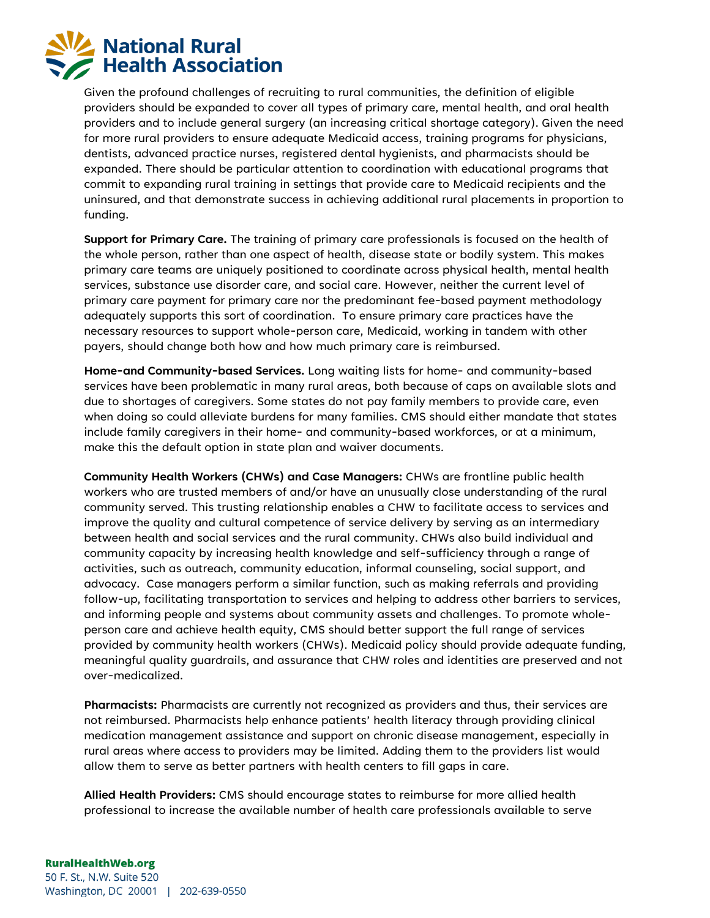Given the profound challenges of recruiting to rural communities, the definition of eligible providers should be expanded to cover all types of primary care, mental health, and oral health providers and to include general surgery (an increasing critical shortage category). Given the need for more rural providers to ensure adequate Medicaid access, training programs for physicians, dentists, advanced practice nurses, registered dental hygienists, and pharmacists should be expanded. There should be particular attention to coordination with educational programs that commit to expanding rural training in settings that provide care to Medicaid recipients and the uninsured, and that demonstrate success in achieving additional rural placements in proportion to funding.

**Support for Primary Care.** The training of primary care professionals is focused on the health of the whole person, rather than one aspect of health, disease state or bodily system. This makes primary care teams are uniquely positioned to coordinate across physical health, mental health services, substance use disorder care, and social care. However, neither the current level of primary care payment for primary care nor the predominant fee-based payment methodology adequately supports this sort of coordination. To ensure primary care practices have the necessary resources to support whole-person care, Medicaid, working in tandem with other payers, should change both how and how much primary care is reimbursed.

**Home-and Community-based Services.** Long waiting lists for home- and community-based services have been problematic in many rural areas, both because of caps on available slots and due to shortages of caregivers. Some states do not pay family members to provide care, even when doing so could alleviate burdens for many families. CMS should either mandate that states include family caregivers in their home- and community-based workforces, or at a minimum, make this the default option in state plan and waiver documents.

**Community Health Workers (CHWs) and Case Managers:** CHWs are frontline public health workers who are trusted members of and/or have an unusually close understanding of the rural community served. This trusting relationship enables a CHW to facilitate access to services and improve the quality and cultural competence of service delivery by serving as an intermediary between health and social services and the rural community. CHWs also build individual and community capacity by increasing health knowledge and self-sufficiency through a range of activities, such as outreach, community education, informal counseling, social support, and advocacy. Case managers perform a similar function, such as making referrals and providing follow-up, facilitating transportation to services and helping to address other barriers to services, and informing people and systems about community assets and challenges. To promote whole-person care and achieve health equity, CMS should better support the full range of services provided by community health workers (CHWs). Medicaid policy should provide adequate funding, meaningful quality guardrails, and assurance that CHW roles and identities are preserved and not over-medicalized.

**Pharmacists:** Pharmacists are currently not recognized as providers and thus, their services are not reimbursed. Pharmacists help enhance patients' health literacy through providing clinical medication management assistance and support on chronic disease management, especially in rural areas where access to providers may be limited. Adding them to the providers list would allow them to serve as better partners with health centers to fill gaps in care.

**Allied Health Providers:** CMS should encourage states to reimburse for more allied health professional to increase the available number of health care professionals available to serve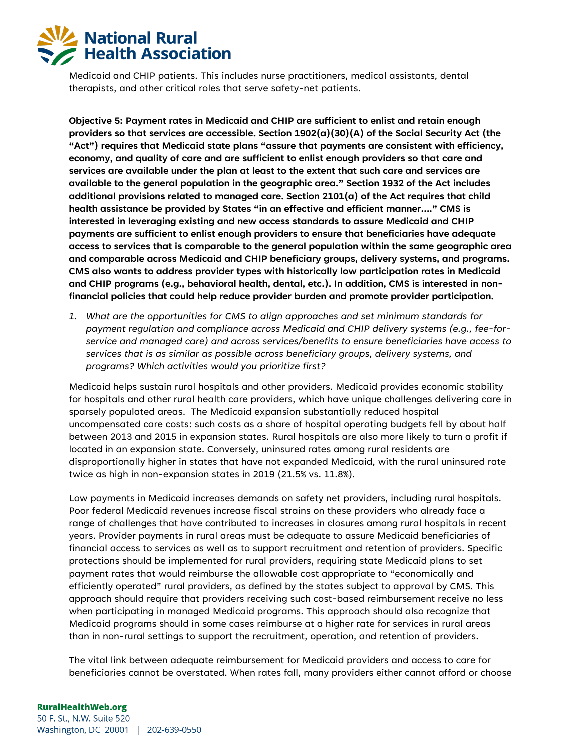Medicaid and CHIP patients. This includes nurse practitioners, medical assistants, dental therapists, and other critical roles that serve safety-net patients.

**Objective 5: Payment rates in Medicaid and CHIP are sufficient to enlist and retain enough providers so that services are accessible. Section 1902(a)(30)(A) of the Social Security Act (the "Act") requires that Medicaid state plans "assure that payments are consistent with efficiency, economy, and quality of care and are sufficient to enlist enough providers so that care and services are available under the plan at least to the extent that such care and services are available to the general population in the geographic area." Section 1932 of the Act includes additional provisions related to managed care. Section 2101(a) of the Act requires that child health assistance be provided by States "in an effective and efficient manner...." CMS is interested in leveraging existing and new access standards to assure Medicaid and CHIP payments are sufficient to enlist enough providers to ensure that beneficiaries have adequate access to services that is comparable to the general population within the same geographic area and comparable across Medicaid and CHIP beneficiary groups, delivery systems, and programs. CMS also wants to address provider types with historically low participation rates in Medicaid and CHIP programs (e.g., behavioral health, dental, etc.). In addition, CMS is interested in non-financial policies that could help reduce provider burden and promote provider participation.**

1. *What are the opportunities for CMS to align approaches and set minimum standards for payment regulation and compliance across Medicaid and CHIP delivery systems (e.g., fee-for-service and managed care) and across services/benefits to ensure beneficiaries have access to services that is as similar as possible across beneficiary groups, delivery systems, and programs? Which activities would you prioritize first?*

Medicaid helps sustain rural hospitals and other providers. Medicaid provides economic stability for hospitals and other rural health care providers, which have unique challenges delivering care in sparsely populated areas. The Medicaid expansion substantially reduced hospital uncompensated care costs: such costs as a share of hospital operating budgets fell by about half between 2013 and 2015 in expansion states. Rural hospitals are also more likely to turn a profit if located in an expansion state. Conversely, uninsured rates among rural residents are disproportionally higher in states that have not expanded Medicaid, with the rural uninsured rate twice as high in non-expansion states in 2019 (21.5% vs. 11.8%).

Low payments in Medicaid increases demands on safety net providers, including rural hospitals. Poor federal Medicaid revenues increase fiscal strains on these providers who already face a range of challenges that have contributed to increases in closures among rural hospitals in recent years. Provider payments in rural areas must be adequate to assure Medicaid beneficiaries of financial access to services as well as to support recruitment and retention of providers. Specific protections should be implemented for rural providers, requiring state Medicaid plans to set payment rates that would reimburse the allowable cost appropriate to "economically and efficiently operated" rural providers, as defined by the states subject to approval by CMS. This approach should require that providers receiving such cost-based reimbursement receive no less when participating in managed Medicaid programs. This approach should also recognize that Medicaid programs should in some cases reimburse at a higher rate for services in rural areas than in non-rural settings to support the recruitment, operation, and retention of providers.

The vital link between adequate reimbursement for Medicaid providers and access to care for beneficiaries cannot be overstated. When rates fall, many providers either cannot afford or choose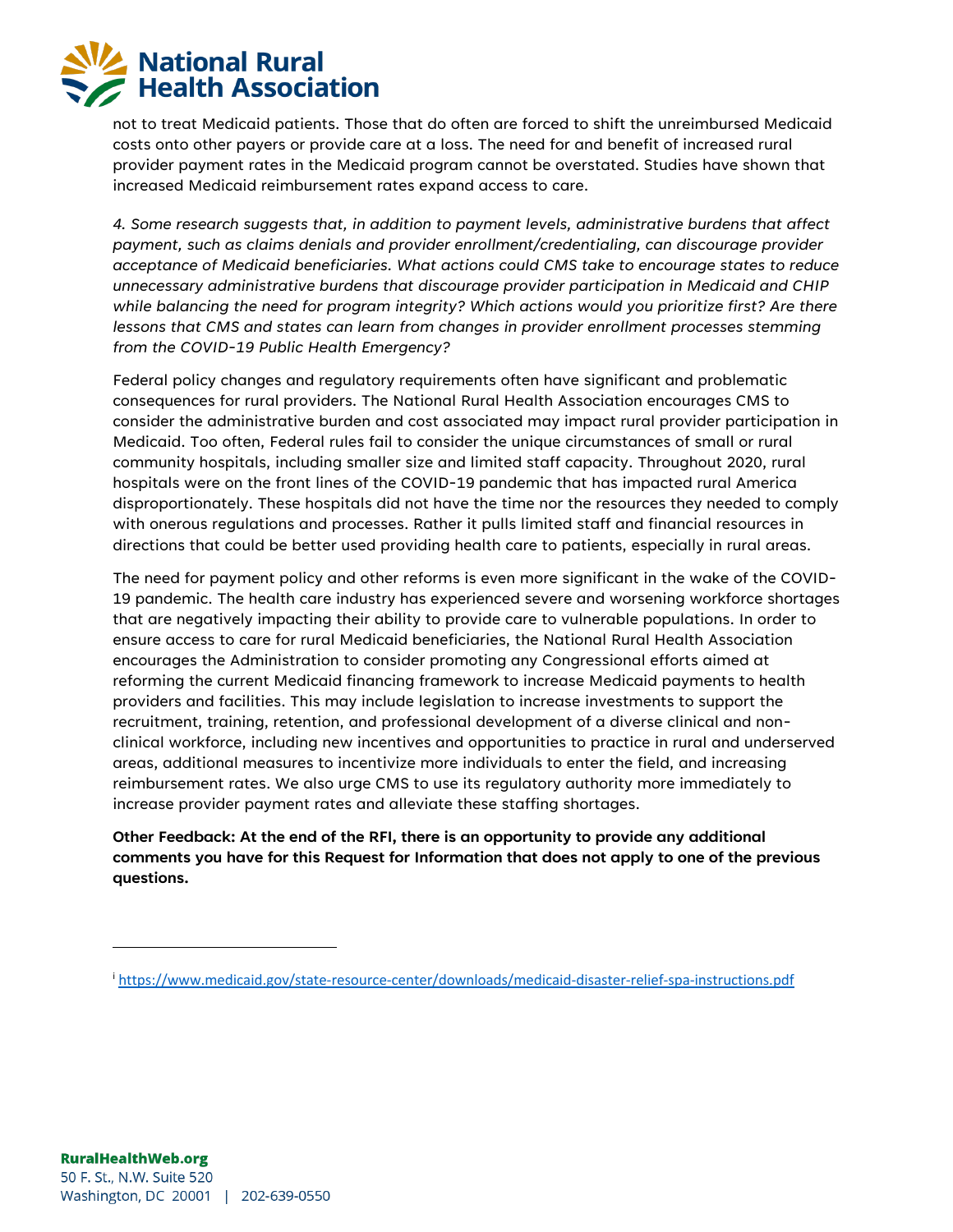not to treat Medicaid patients. Those that do often are forced to shift the unreimbursed Medicaid costs onto other payers or provide care at a loss. The need for and benefit of increased rural provider payment rates in the Medicaid program cannot be overstated. Studies have shown that increased Medicaid reimbursement rates expand access to care.

*4. Some research suggests that, in addition to payment levels, administrative burdens that affect payment, such as claims denials and provider enrollment/credentialing, can discourage provider acceptance of Medicaid beneficiaries. What actions could CMS take to encourage states to reduce unnecessary administrative burdens that discourage provider participation in Medicaid and CHIP while balancing the need for program integrity? Which actions would you prioritize first? Are there lessons that CMS and states can learn from changes in provider enrollment processes stemming from the COVID-19 Public Health Emergency?*

Federal policy changes and regulatory requirements often have significant and problematic consequences for rural providers. The National Rural Health Association encourages CMS to consider the administrative burden and cost associated may impact rural provider participation in Medicaid. Too often, Federal rules fail to consider the unique circumstances of small or rural community hospitals, including smaller size and limited staff capacity. Throughout 2020, rural hospitals were on the front lines of the COVID-19 pandemic that has impacted rural America disproportionately. These hospitals did not have the time nor the resources they needed to comply with onerous regulations and processes. Rather it pulls limited staff and financial resources in directions that could be better used providing health care to patients, especially in rural areas.

The need for payment policy and other reforms is even more significant in the wake of the COVID-19 pandemic. The health care industry has experienced severe and worsening workforce shortages that are negatively impacting their ability to provide care to vulnerable populations. In order to ensure access to care for rural Medicaid beneficiaries, the National Rural Health Association encourages the Administration to consider promoting any Congressional efforts aimed at reforming the current Medicaid financing framework to increase Medicaid payments to health providers and facilities. This may include legislation to increase investments to support the recruitment, training, retention, and professional development of a diverse clinical and non-clinical workforce, including new incentives and opportunities to practice in rural and underserved areas, additional measures to incentivize more individuals to enter the field, and increasing reimbursement rates. We also urge CMS to use its regulatory authority more immediately to increase provider payment rates and alleviate these staffing shortages.

**Other Feedback: At the end of the RFI, there is an opportunity to provide any additional comments you have for this Request for Information that does not apply to one of the previous questions.**

---

[i] https://www.medicaid.gov/state-resource-center/downloads/medicaid-disaster-relief-spa-instructions.pdf